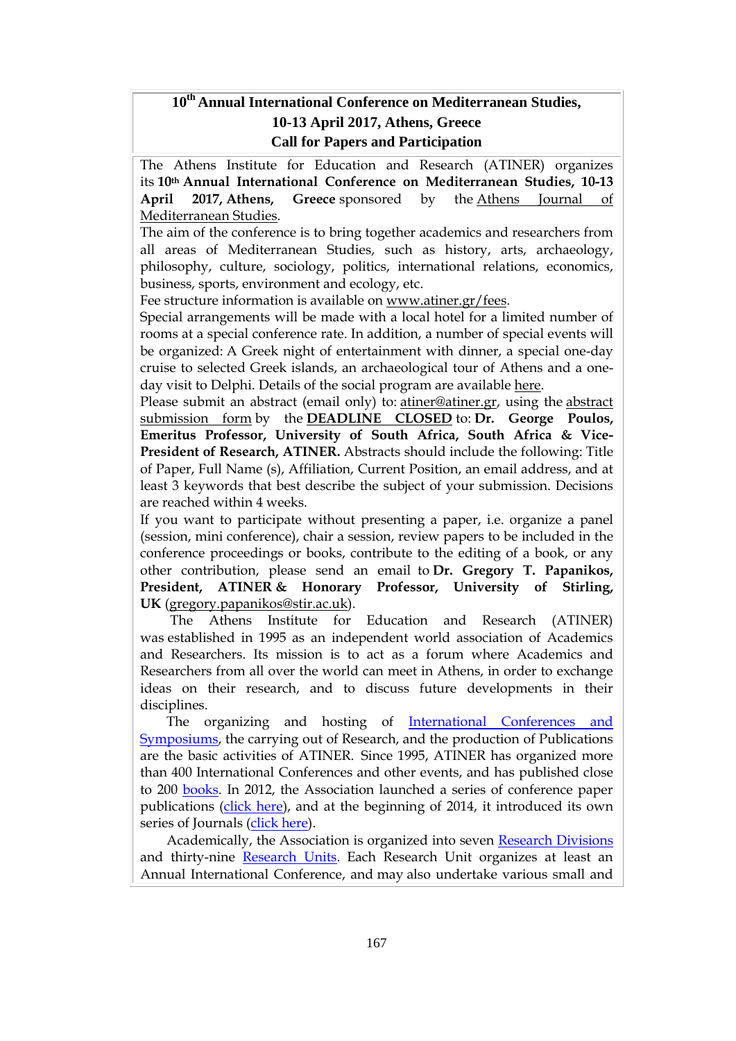# 10th Annual International Conference on Mediterranean Studies, 10-13 April 2017, Athens, Greece Call for Papers and Participation

The Athens Institute for Education and Research (ATINER) organizes its **10th Annual International Conference on Mediterranean Studies, 10-13 April 2017, Athens, Greece** sponsored by the Athens Journal of Mediterranean Studies.

The aim of the conference is to bring together academics and researchers from all areas of Mediterranean Studies, such as history, arts, archaeology, philosophy, culture, sociology, politics, international relations, economics, business, sports, environment and ecology, etc.

Fee structure information is available on www.atiner.gr/fees.

Special arrangements will be made with a local hotel for a limited number of rooms at a special conference rate. In addition, a number of special events will be organized: A Greek night of entertainment with dinner, a special one-day cruise to selected Greek islands, an archaeological tour of Athens and a one-day visit to Delphi. Details of the social program are available here.

Please submit an abstract (email only) to: atiner@atiner.gr, using the abstract submission form by the **DEADLINE CLOSED** to: **Dr. George Poulos, Emeritus Professor, University of South Africa, South Africa & Vice-President of Research, ATINER.** Abstracts should include the following: Title of Paper, Full Name (s), Affiliation, Current Position, an email address, and at least 3 keywords that best describe the subject of your submission. Decisions are reached within 4 weeks.

If you want to participate without presenting a paper, i.e. organize a panel (session, mini conference), chair a session, review papers to be included in the conference proceedings or books, contribute to the editing of a book, or any other contribution, please send an email to **Dr. Gregory T. Papanikos, President, ATINER & Honorary Professor, University of Stirling, UK** (gregory.papanikos@stir.ac.uk).

The Athens Institute for Education and Research (ATINER) was established in 1995 as an independent world association of Academics and Researchers. Its mission is to act as a forum where Academics and Researchers from all over the world can meet in Athens, in order to exchange ideas on their research, and to discuss future developments in their disciplines.

The organizing and hosting of International Conferences and Symposiums, the carrying out of Research, and the production of Publications are the basic activities of ATINER. Since 1995, ATINER has organized more than 400 International Conferences and other events, and has published close to 200 books. In 2012, the Association launched a series of conference paper publications (click here), and at the beginning of 2014, it introduced its own series of Journals (click here).

Academically, the Association is organized into seven Research Divisions and thirty-nine Research Units. Each Research Unit organizes at least an Annual International Conference, and may also undertake various small and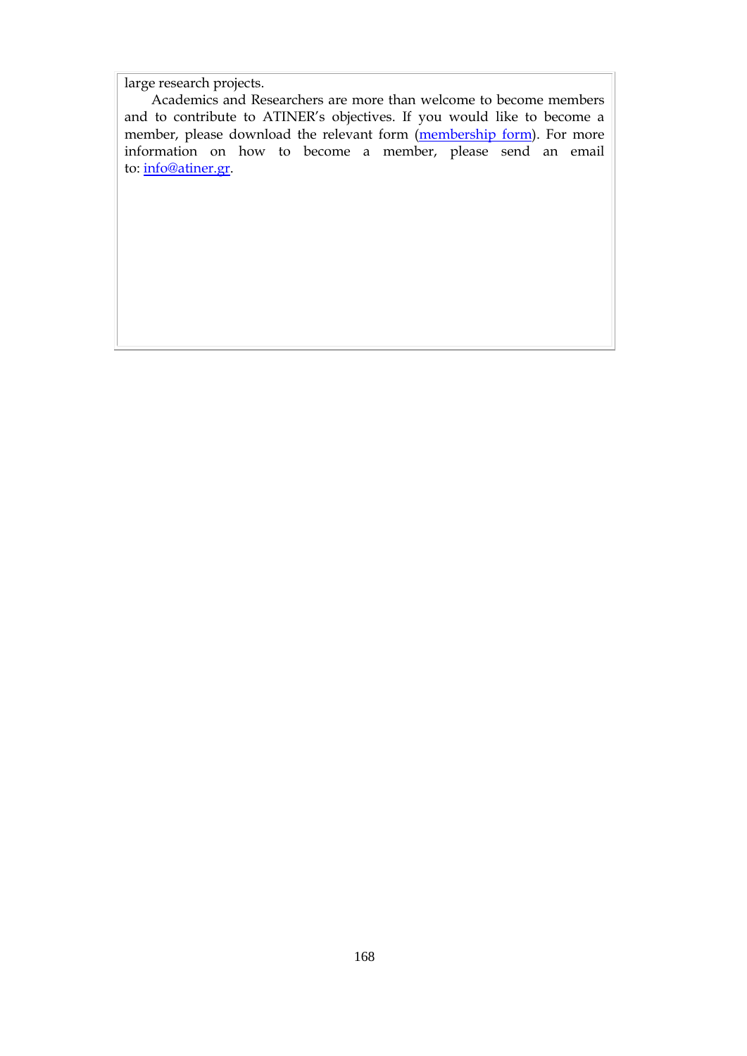large research projects.

Academics and Researchers are more than welcome to become members and to contribute to ATINER's objectives. If you would like to become a member, please download the relevant form (membership form). For more information on how to become a member, please send an email to: info@atiner.gr.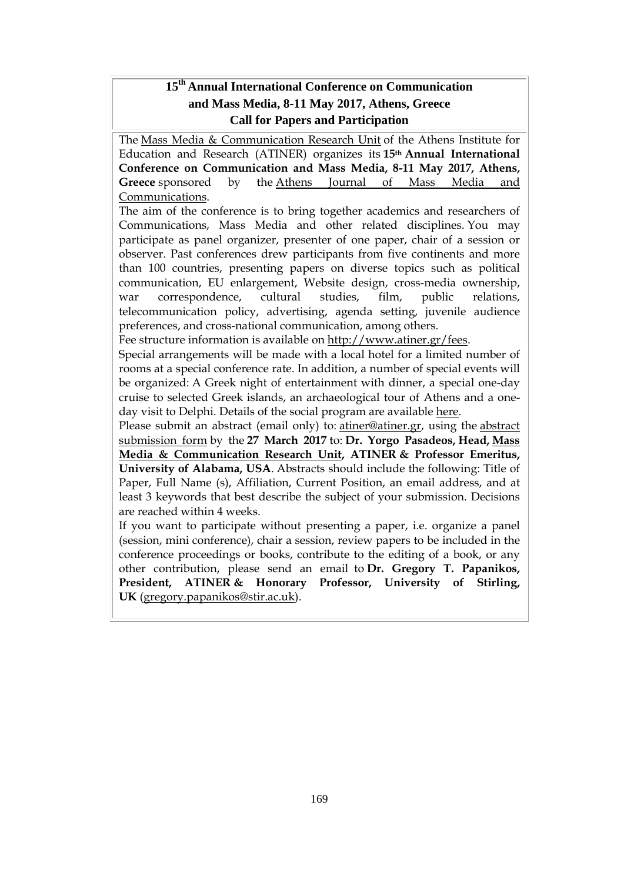## 15th Annual International Conference on Communication and Mass Media, 8-11 May 2017, Athens, Greece
## Call for Papers and Participation

The Mass Media & Communication Research Unit of the Athens Institute for Education and Research (ATINER) organizes its **15th Annual International Conference on Communication and Mass Media, 8-11 May 2017, Athens, Greece** sponsored by the Athens Journal of Mass Media and Communications.

The aim of the conference is to bring together academics and researchers of Communications, Mass Media and other related disciplines. You may participate as panel organizer, presenter of one paper, chair of a session or observer. Past conferences drew participants from five continents and more than 100 countries, presenting papers on diverse topics such as political communication, EU enlargement, Website design, cross-media ownership, war correspondence, cultural studies, film, public relations, telecommunication policy, advertising, agenda setting, juvenile audience preferences, and cross-national communication, among others.

Fee structure information is available on http://www.atiner.gr/fees.

Special arrangements will be made with a local hotel for a limited number of rooms at a special conference rate. In addition, a number of special events will be organized: A Greek night of entertainment with dinner, a special one-day cruise to selected Greek islands, an archaeological tour of Athens and a one-day visit to Delphi. Details of the social program are available here.

Please submit an abstract (email only) to: atiner@atiner.gr, using the abstract submission form by the **27 March 2017** to: **Dr. Yorgo Pasadeos, Head, Mass Media & Communication Research Unit, ATINER & Professor Emeritus, University of Alabama, USA**. Abstracts should include the following: Title of Paper, Full Name (s), Affiliation, Current Position, an email address, and at least 3 keywords that best describe the subject of your submission. Decisions are reached within 4 weeks.

If you want to participate without presenting a paper, i.e. organize a panel (session, mini conference), chair a session, review papers to be included in the conference proceedings or books, contribute to the editing of a book, or any other contribution, please send an email to **Dr. Gregory T. Papanikos, President, ATINER & Honorary Professor, University of Stirling, UK** (gregory.papanikos@stir.ac.uk).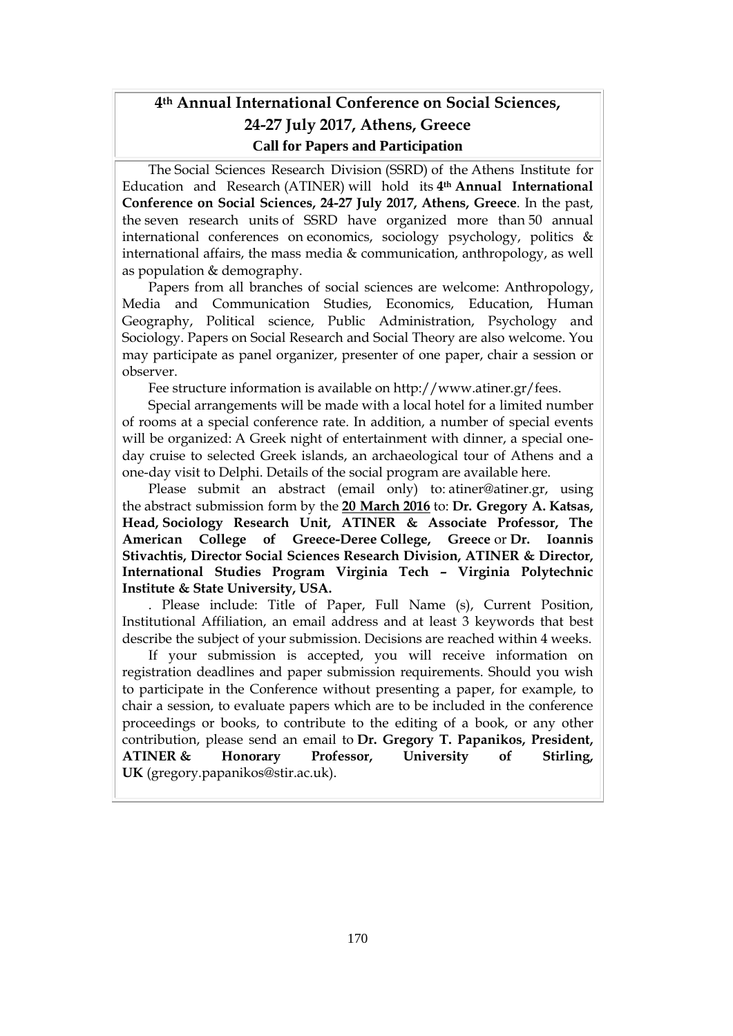## 4th Annual International Conference on Social Sciences, 24-27 July 2017, Athens, Greece

### Call for Papers and Participation

The Social Sciences Research Division (SSRD) of the Athens Institute for Education and Research (ATINER) will hold its **4th Annual International Conference on Social Sciences, 24-27 July 2017, Athens, Greece**. In the past, the seven research units of SSRD have organized more than 50 annual international conferences on economics, sociology psychology, politics & international affairs, the mass media & communication, anthropology, as well as population & demography.

Papers from all branches of social sciences are welcome: Anthropology, Media and Communication Studies, Economics, Education, Human Geography, Political science, Public Administration, Psychology and Sociology. Papers on Social Research and Social Theory are also welcome. You may participate as panel organizer, presenter of one paper, chair a session or observer.

Fee structure information is available on http://www.atiner.gr/fees.

Special arrangements will be made with a local hotel for a limited number of rooms at a special conference rate. In addition, a number of special events will be organized: A Greek night of entertainment with dinner, a special one-day cruise to selected Greek islands, an archaeological tour of Athens and a one-day visit to Delphi. Details of the social program are available here.

Please submit an abstract (email only) to: atiner@atiner.gr, using the abstract submission form by the **20 March 2016** to: **Dr. Gregory A. Katsas, Head, Sociology Research Unit, ATINER & Associate Professor, The American College of Greece-Deree College, Greece** or **Dr. Ioannis Stivachtis, Director Social Sciences Research Division, ATINER & Director, International Studies Program Virginia Tech – Virginia Polytechnic Institute & State University, USA.**

. Please include: Title of Paper, Full Name (s), Current Position, Institutional Affiliation, an email address and at least 3 keywords that best describe the subject of your submission. Decisions are reached within 4 weeks.

If your submission is accepted, you will receive information on registration deadlines and paper submission requirements. Should you wish to participate in the Conference without presenting a paper, for example, to chair a session, to evaluate papers which are to be included in the conference proceedings or books, to contribute to the editing of a book, or any other contribution, please send an email to **Dr. Gregory T. Papanikos, President, ATINER & Honorary Professor, University of Stirling, UK** (gregory.papanikos@stir.ac.uk).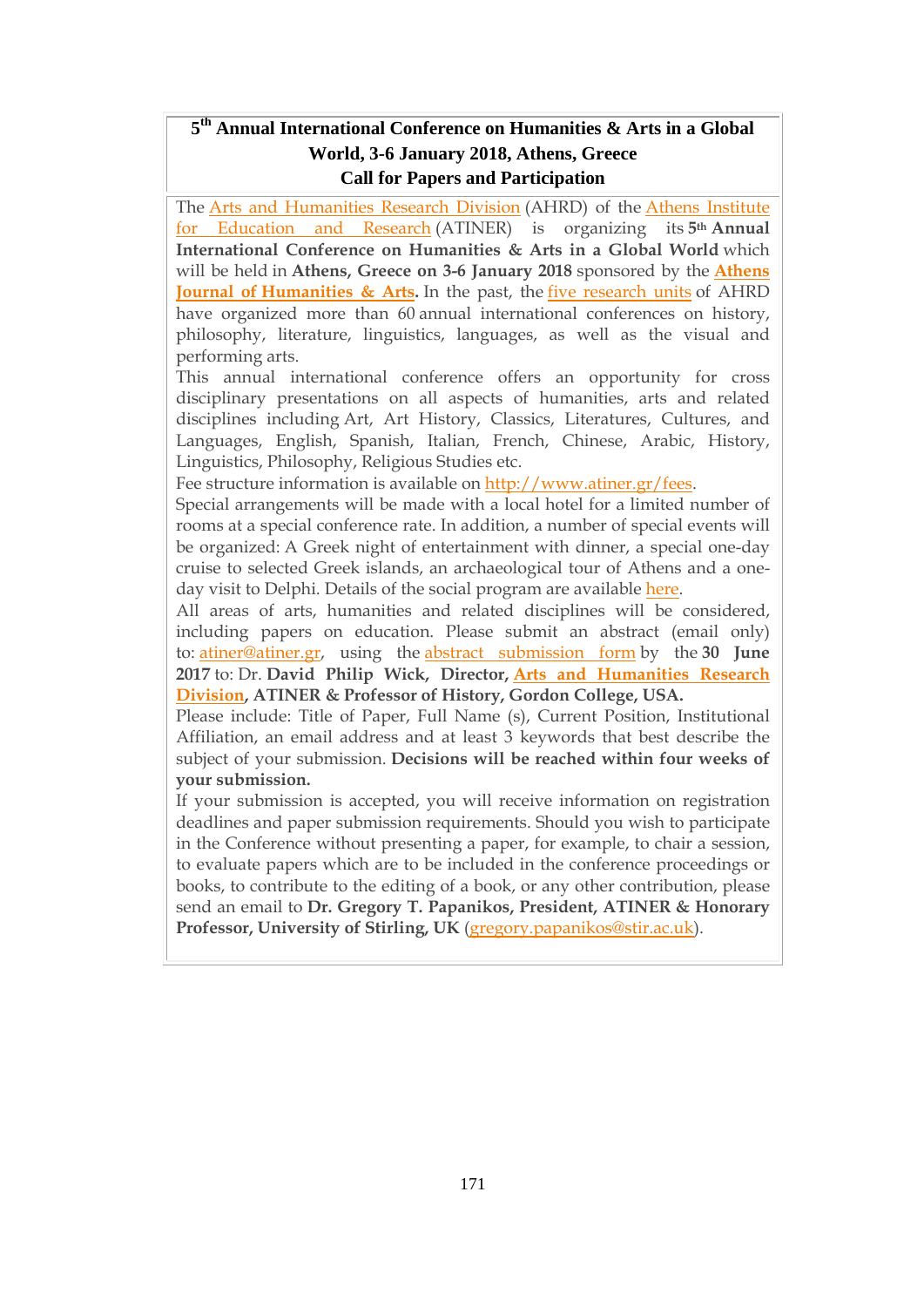## 5th Annual International Conference on Humanities & Arts in a Global World, 3-6 January 2018, Athens, Greece
## Call for Papers and Participation

The Arts and Humanities Research Division (AHRD) of the Athens Institute for Education and Research (ATINER) is organizing its **5th Annual International Conference on Humanities & Arts in a Global World** which will be held in **Athens, Greece on 3-6 January 2018** sponsored by the **Athens Journal of Humanities & Arts.** In the past, the five research units of AHRD have organized more than 60 annual international conferences on history, philosophy, literature, linguistics, languages, as well as the visual and performing arts.

This annual international conference offers an opportunity for cross disciplinary presentations on all aspects of humanities, arts and related disciplines including Art, Art History, Classics, Literatures, Cultures, and Languages, English, Spanish, Italian, French, Chinese, Arabic, History, Linguistics, Philosophy, Religious Studies etc.

Fee structure information is available on http://www.atiner.gr/fees.

Special arrangements will be made with a local hotel for a limited number of rooms at a special conference rate. In addition, a number of special events will be organized: A Greek night of entertainment with dinner, a special one-day cruise to selected Greek islands, an archaeological tour of Athens and a one-day visit to Delphi. Details of the social program are available here.

All areas of arts, humanities and related disciplines will be considered, including papers on education. Please submit an abstract (email only) to: atiner@atiner.gr, using the abstract submission form by the **30 June 2017** to: Dr. **David Philip Wick, Director, Arts and Humanities Research Division, ATINER & Professor of History, Gordon College, USA.**

Please include: Title of Paper, Full Name (s), Current Position, Institutional Affiliation, an email address and at least 3 keywords that best describe the subject of your submission. **Decisions will be reached within four weeks of your submission.**

If your submission is accepted, you will receive information on registration deadlines and paper submission requirements. Should you wish to participate in the Conference without presenting a paper, for example, to chair a session, to evaluate papers which are to be included in the conference proceedings or books, to contribute to the editing of a book, or any other contribution, please send an email to **Dr. Gregory T. Papanikos, President, ATINER & Honorary Professor, University of Stirling, UK** (gregory.papanikos@stir.ac.uk).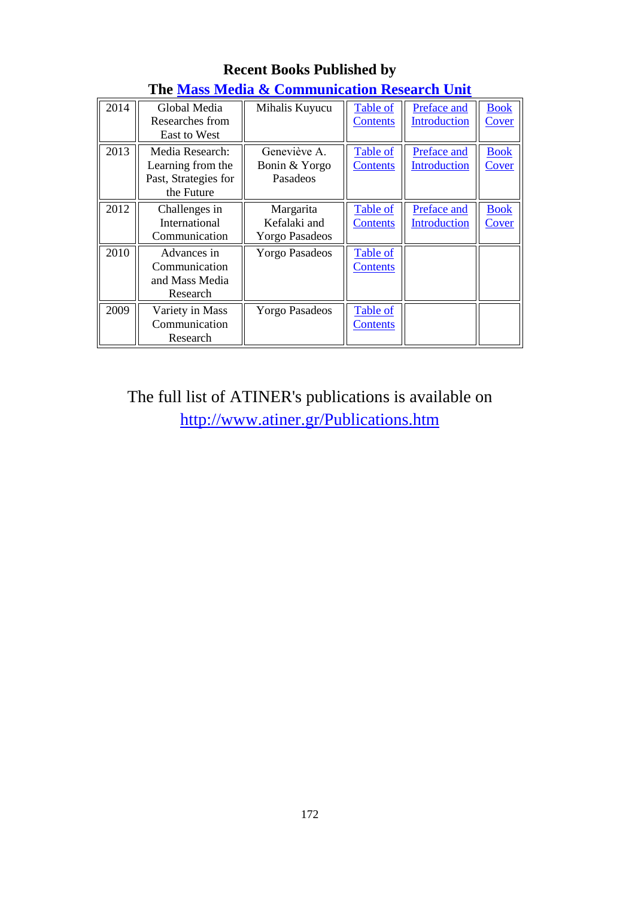**Recent Books Published by**
**The Mass Media & Communication Research Unit**

| | | | | | |
|---|---|---|---|---|---|
| 2014 | Global Media Researches from East to West | Mihalis Kuyucu | Table of Contents | Preface and Introduction | Book Cover |
| 2013 | Media Research: Learning from the Past, Strategies for the Future | Geneviève A. Bonin & Yorgo Pasadeos | Table of Contents | Preface and Introduction | Book Cover |
| 2012 | Challenges in International Communication | Margarita Kefalaki and Yorgo Pasadeos | Table of Contents | Preface and Introduction | Book Cover |
| 2010 | Advances in Communication and Mass Media Research | Yorgo Pasadeos | Table of Contents | | |
| 2009 | Variety in Mass Communication Research | Yorgo Pasadeos | Table of Contents | | |

The full list of ATINER's publications is available on http://www.atiner.gr/Publications.htm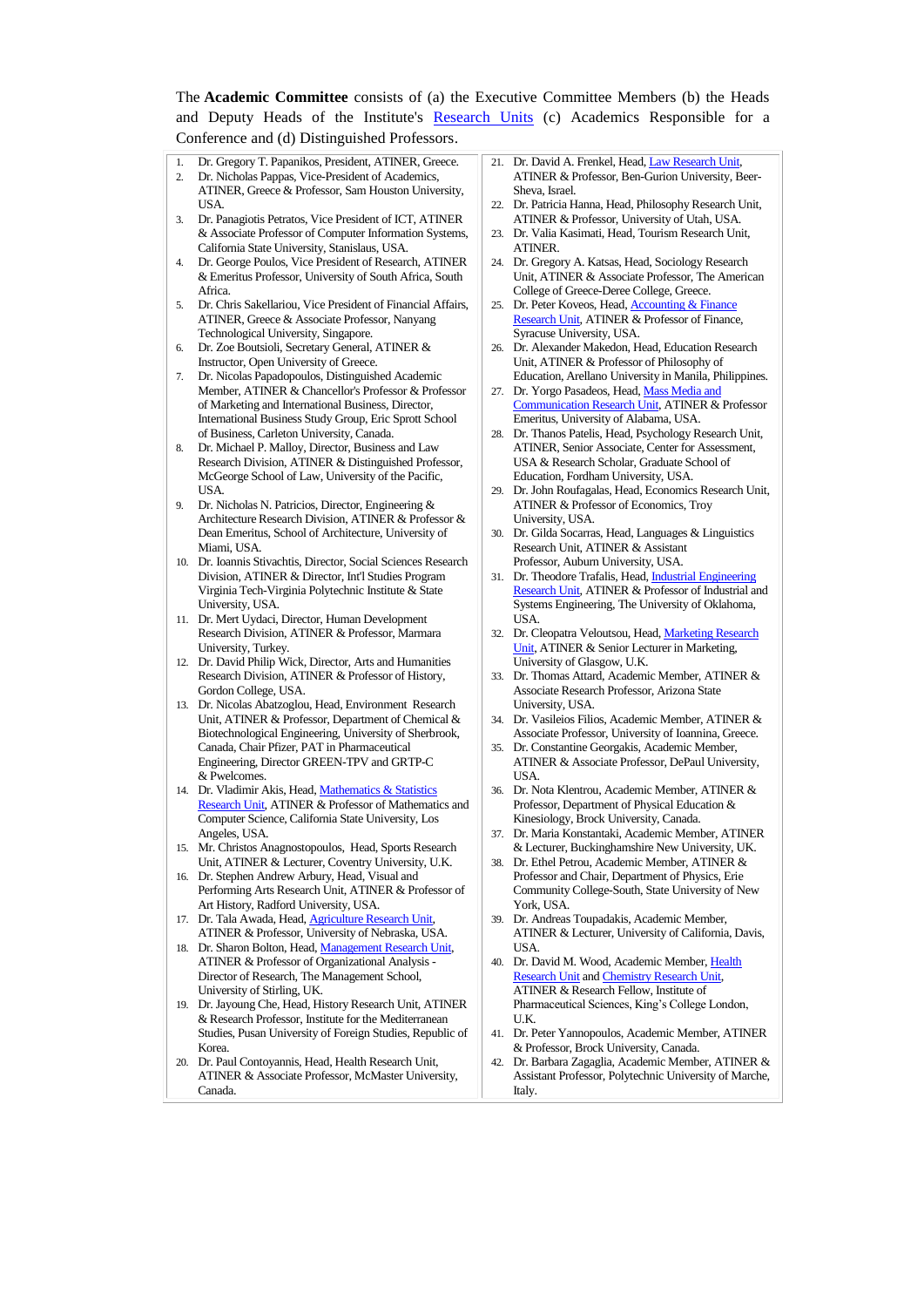The **Academic Committee** consists of (a) the Executive Committee Members (b) the Heads and Deputy Heads of the Institute's Research Units (c) Academics Responsible for a Conference and (d) Distinguished Professors.

1. Dr. Gregory T. Papanikos, President, ATINER, Greece.
2. Dr. Nicholas Pappas, Vice-President of Academics, ATINER, Greece & Professor, Sam Houston University, USA.
3. Dr. Panagiotis Petratos, Vice President of ICT, ATINER & Associate Professor of Computer Information Systems, California State University, Stanislaus, USA.
4. Dr. George Poulos, Vice President of Research, ATINER & Emeritus Professor, University of South Africa, South Africa.
5. Dr. Chris Sakellariou, Vice President of Financial Affairs, ATINER, Greece & Associate Professor, Nanyang Technological University, Singapore.
6. Dr. Zoe Boutsioli, Secretary General, ATINER & Instructor, Open University of Greece.
7. Dr. Nicolas Papadopoulos, Distinguished Academic Member, ATINER & Chancellor's Professor & Professor of Marketing and International Business, Director, International Business Study Group, Eric Sprott School of Business, Carleton University, Canada.
8. Dr. Michael P. Malloy, Director, Business and Law Research Division, ATINER & Distinguished Professor, McGeorge School of Law, University of the Pacific, USA.
9. Dr. Nicholas N. Patricios, Director, Engineering & Architecture Research Division, ATINER & Professor & Dean Emeritus, School of Architecture, University of Miami, USA.
10. Dr. Ioannis Stivachtis, Director, Social Sciences Research Division, ATINER & Director, Int'l Studies Program Virginia Tech-Virginia Polytechnic Institute & State University, USA.
11. Dr. Mert Uydaci, Director, Human Development Research Division, ATINER & Professor, Marmara University, Turkey.
12. Dr. David Philip Wick, Director, Arts and Humanities Research Division, ATINER & Professor of History, Gordon College, USA.
13. Dr. Nicolas Abatzoglou, Head, Environment Research Unit, ATINER & Professor, Department of Chemical & Biotechnological Engineering, University of Sherbrook, Canada, Chair Pfizer, PAT in Pharmaceutical Engineering, Director GREEN-TPV and GRTP-C & Pwelcomes.
14. Dr. Vladimir Akis, Head, Mathematics & Statistics Research Unit, ATINER & Professor of Mathematics and Computer Science, California State University, Los Angeles, USA.
15. Mr. Christos Anagnostopoulos, Head, Sports Research Unit, ATINER & Lecturer, Coventry University, U.K.
16. Dr. Stephen Andrew Arbury, Head, Visual and Performing Arts Research Unit, ATINER & Professor of Art History, Radford University, USA.
17. Dr. Tala Awada, Head, Agriculture Research Unit, ATINER & Professor, University of Nebraska, USA.
18. Dr. Sharon Bolton, Head, Management Research Unit, ATINER & Professor of Organizational Analysis - Director of Research, The Management School, University of Stirling, UK.
19. Dr. Jayoung Che, Head, History Research Unit, ATINER & Research Professor, Institute for the Mediterranean Studies, Pusan University of Foreign Studies, Republic of Korea.
20. Dr. Paul Contoyannis, Head, Health Research Unit, ATINER & Associate Professor, McMaster University, Canada.
21. Dr. David A. Frenkel, Head, Law Research Unit, ATINER & Professor, Ben-Gurion University, Beer-Sheva, Israel.
22. Dr. Patricia Hanna, Head, Philosophy Research Unit, ATINER & Professor, University of Utah, USA.
23. Dr. Valia Kasimati, Head, Tourism Research Unit, ATINER.
24. Dr. Gregory A. Katsas, Head, Sociology Research Unit, ATINER & Associate Professor, The American College of Greece-Deree College, Greece.
25. Dr. Peter Koveos, Head, Accounting & Finance Research Unit, ATINER & Professor of Finance, Syracuse University, USA.
26. Dr. Alexander Makedon, Head, Education Research Unit, ATINER & Professor of Philosophy of Education, Arellano University in Manila, Philippines.
27. Dr. Yorgo Pasadeos, Head, Mass Media and Communication Research Unit, ATINER & Professor Emeritus, University of Alabama, USA.
28. Dr. Thanos Patelis, Head, Psychology Research Unit, ATINER, Senior Associate, Center for Assessment, USA & Research Scholar, Graduate School of Education, Fordham University, USA.
29. Dr. John Roufagalas, Head, Economics Research Unit, ATINER & Professor of Economics, Troy University, USA.
30. Dr. Gilda Socarras, Head, Languages & Linguistics Research Unit, ATINER & Assistant Professor, Auburn University, USA.
31. Dr. Theodore Trafalis, Head, Industrial Engineering Research Unit, ATINER & Professor of Industrial and Systems Engineering, The University of Oklahoma, USA.
32. Dr. Cleopatra Veloutsou, Head, Marketing Research Unit, ATINER & Senior Lecturer in Marketing, University of Glasgow, U.K.
33. Dr. Thomas Attard, Academic Member, ATINER & Associate Research Professor, Arizona State University, USA.
34. Dr. Vasileios Filios, Academic Member, ATINER & Associate Professor, University of Ioannina, Greece.
35. Dr. Constantine Georgakis, Academic Member, ATINER & Associate Professor, DePaul University, USA.
36. Dr. Nota Klentrou, Academic Member, ATINER & Professor, Department of Physical Education & Kinesiology, Brock University, Canada.
37. Dr. Maria Konstantaki, Academic Member, ATINER & Lecturer, Buckinghamshire New University, UK.
38. Dr. Ethel Petrou, Academic Member, ATINER & Professor and Chair, Department of Physics, Erie Community College-South, State University of New York, USA.
39. Dr. Andreas Toupadakis, Academic Member, ATINER & Lecturer, University of California, Davis, USA.
40. Dr. David M. Wood, Academic Member, Health Research Unit and Chemistry Research Unit, ATINER & Research Fellow, Institute of Pharmaceutical Sciences, King's College London, U.K.
41. Dr. Peter Yannopoulos, Academic Member, ATINER & Professor, Brock University, Canada.
42. Dr. Barbara Zagaglia, Academic Member, ATINER & Assistant Professor, Polytechnic University of Marche, Italy.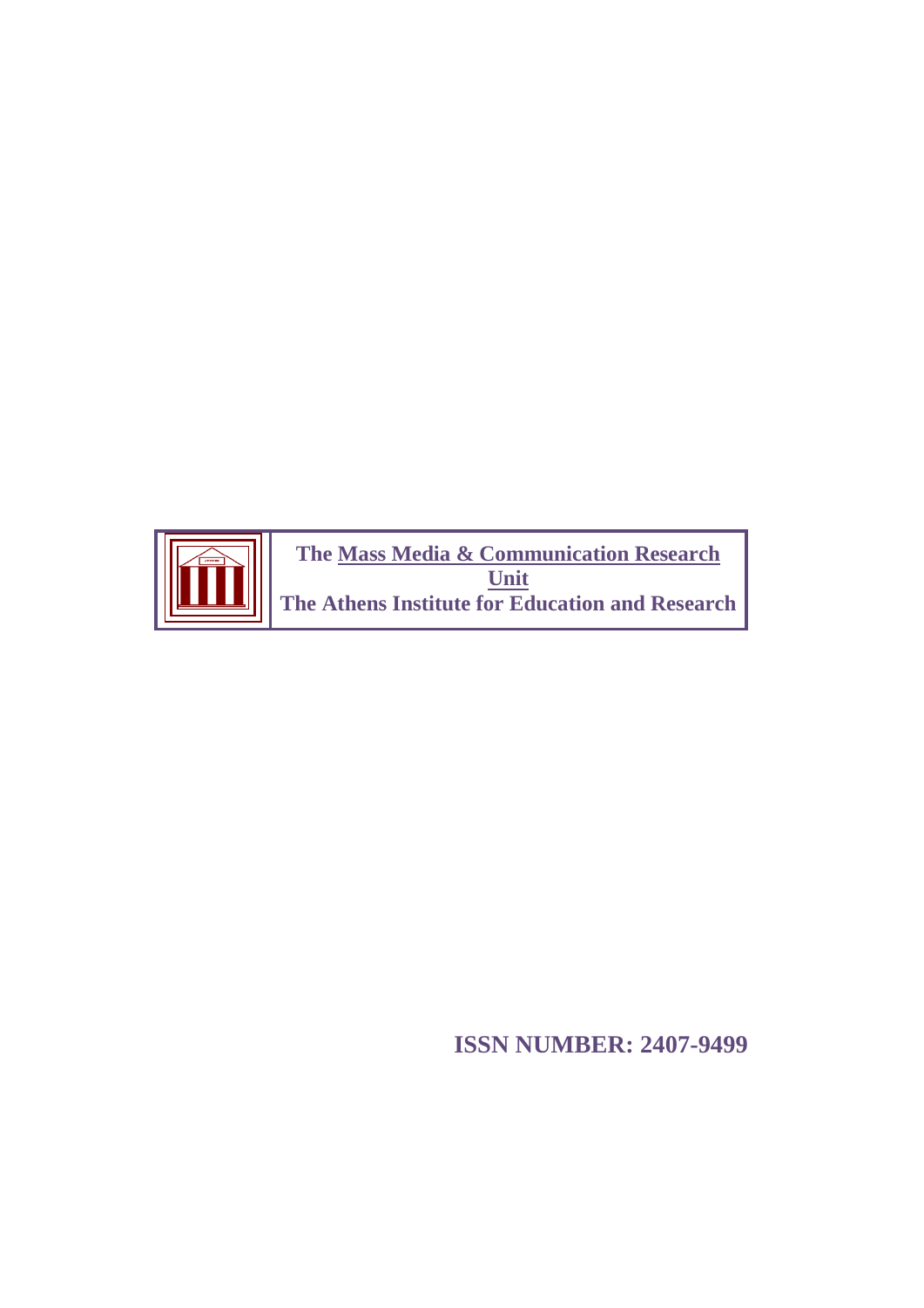**The Mass Media & Communication Research Unit**
**The Athens Institute for Education and Research**

**ISSN NUMBER: 2407-9499**